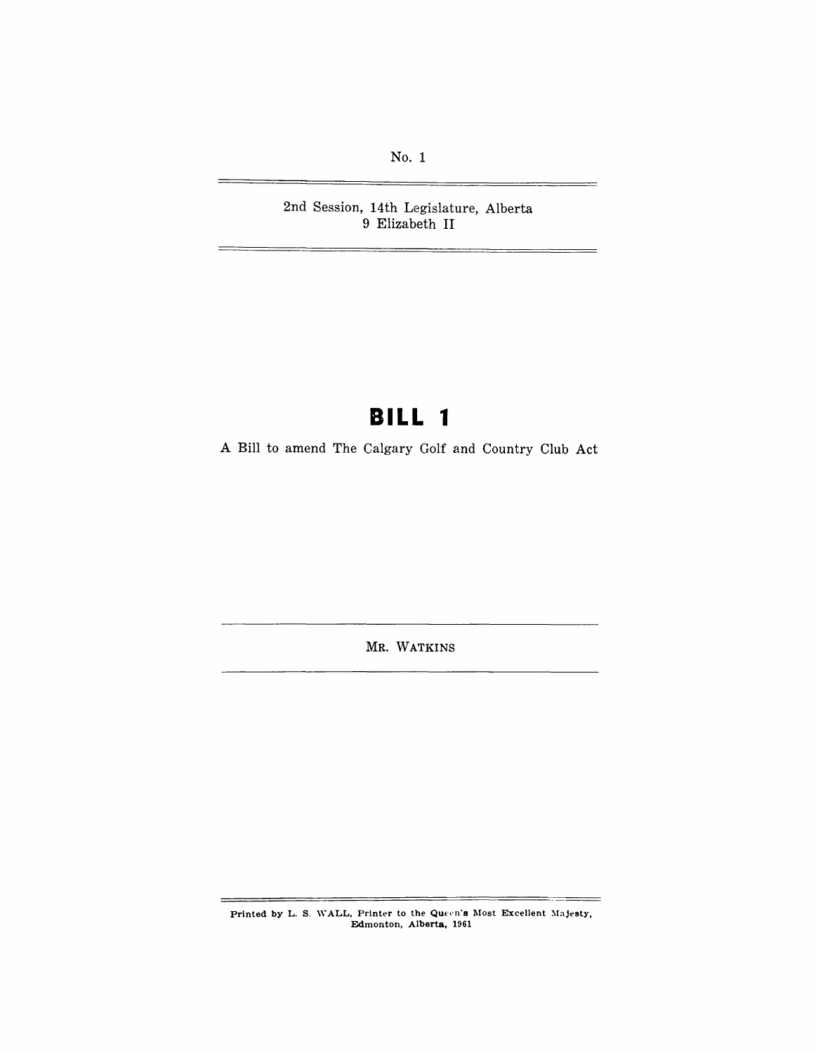No. 1

2nd Session, 14th Legislature, Alberta
9 Elizabeth II

# BILL 1

A Bill to amend The Calgary Golf and Country Club Act

MR. WATKINS

Printed by L. S. WALL, Printer to the Queen's Most Excellent Majesty,
Edmonton, Alberta, 1961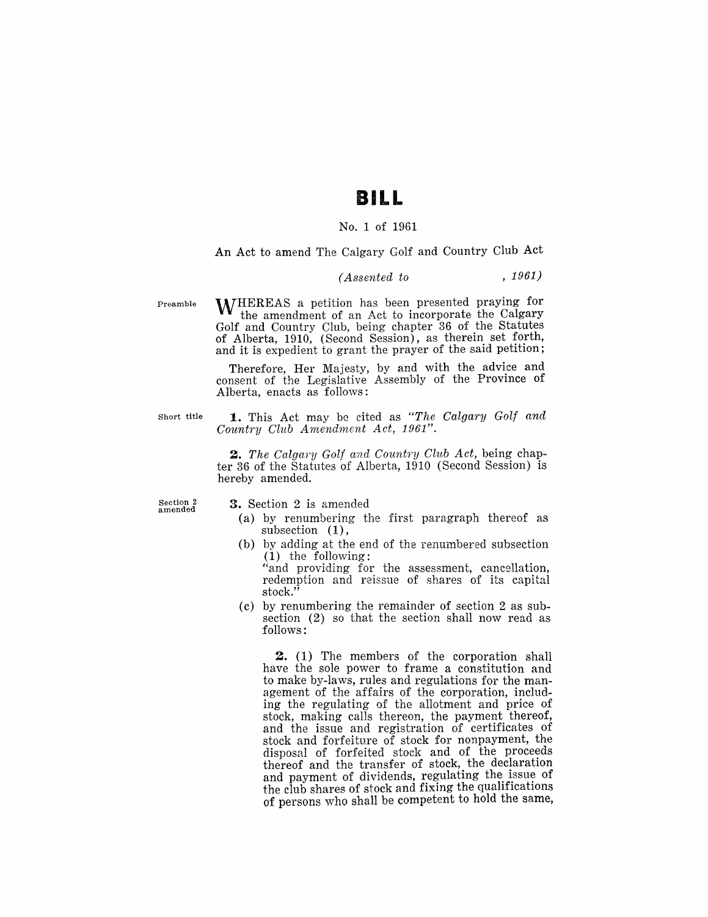# BILL

No. 1 of 1961

An Act to amend The Calgary Golf and Country Club Act

*(Assented to , 1961)*

Preamble

WHEREAS a petition has been presented praying for the amendment of an Act to incorporate the Calgary Golf and Country Club, being chapter 36 of the Statutes of Alberta, 1910, (Second Session), as therein set forth, and it is expedient to grant the prayer of the said petition;

Therefore, Her Majesty, by and with the advice and consent of the Legislative Assembly of the Province of Alberta, enacts as follows:

Short title

**1.** This Act may be cited as *"The Calgary Golf and Country Club Amendment Act, 1961"*.

**2.** *The Calgary Golf and Country Club Act,* being chapter 36 of the Statutes of Alberta, 1910 (Second Session) is hereby amended.

Section 2 amended

**3.** Section 2 is amended

(a) by renumbering the first paragraph thereof as subsection (1),

(b) by adding at the end of the renumbered subsection (1) the following:
"and providing for the assessment, cancellation, redemption and reissue of shares of its capital stock."

(c) by renumbering the remainder of section 2 as subsection (2) so that the section shall now read as follows:

**2.** (1) The members of the corporation shall have the sole power to frame a constitution and to make by-laws, rules and regulations for the management of the affairs of the corporation, including the regulating of the allotment and price of stock, making calls thereon, the payment thereof, and the issue and registration of certificates of stock and forfeiture of stock for nonpayment, the disposal of forfeited stock and of the proceeds thereof and the transfer of stock, the declaration and payment of dividends, regulating the issue of the club shares of stock and fixing the qualifications of persons who shall be competent to hold the same,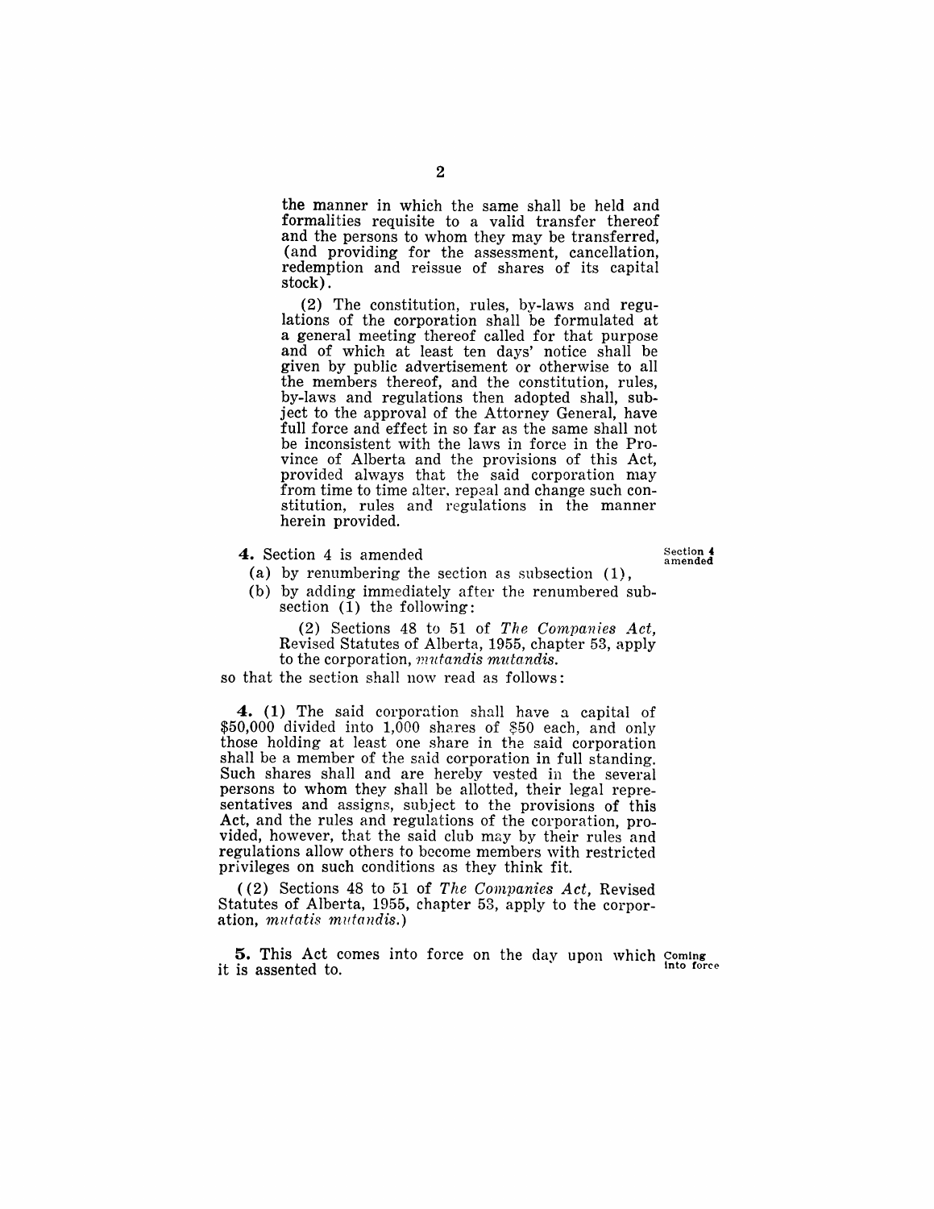the manner in which the same shall be held and formalities requisite to a valid transfer thereof and the persons to whom they may be transferred, (and providing for the assessment, cancellation, redemption and reissue of shares of its capital stock).

(2) The constitution, rules, by-laws and regulations of the corporation shall be formulated at a general meeting thereof called for that purpose and of which at least ten days' notice shall be given by public advertisement or otherwise to all the members thereof, and the constitution, rules, by-laws and regulations then adopted shall, subject to the approval of the Attorney General, have full force and effect in so far as the same shall not be inconsistent with the laws in force in the Province of Alberta and the provisions of this Act, provided always that the said corporation may from time to time alter, repeal and change such constitution, rules and regulations in the manner herein provided.

**4.** Section 4 is amended

Section 4 amended

(a) by renumbering the section as subsection (1),

(b) by adding immediately after the renumbered subsection (1) the following:

(2) Sections 48 to 51 of *The Companies Act*, Revised Statutes of Alberta, 1955, chapter 53, apply to the corporation, *mutandis mutandis*.

so that the section shall now read as follows:

**4.** (1) The said corporation shall have a capital of \$50,000 divided into 1,000 shares of \$50 each, and only those holding at least one share in the said corporation shall be a member of the said corporation in full standing. Such shares shall and are hereby vested in the several persons to whom they shall be allotted, their legal representatives and assigns, subject to the provisions of this Act, and the rules and regulations of the corporation, provided, however, that the said club may by their rules and regulations allow others to become members with restricted privileges on such conditions as they think fit.

((2) Sections 48 to 51 of *The Companies Act*, Revised Statutes of Alberta, 1955, chapter 53, apply to the corporation, *mutatis mutandis*.)

**5.** This Act comes into force on the day upon which it is assented to.

Coming into force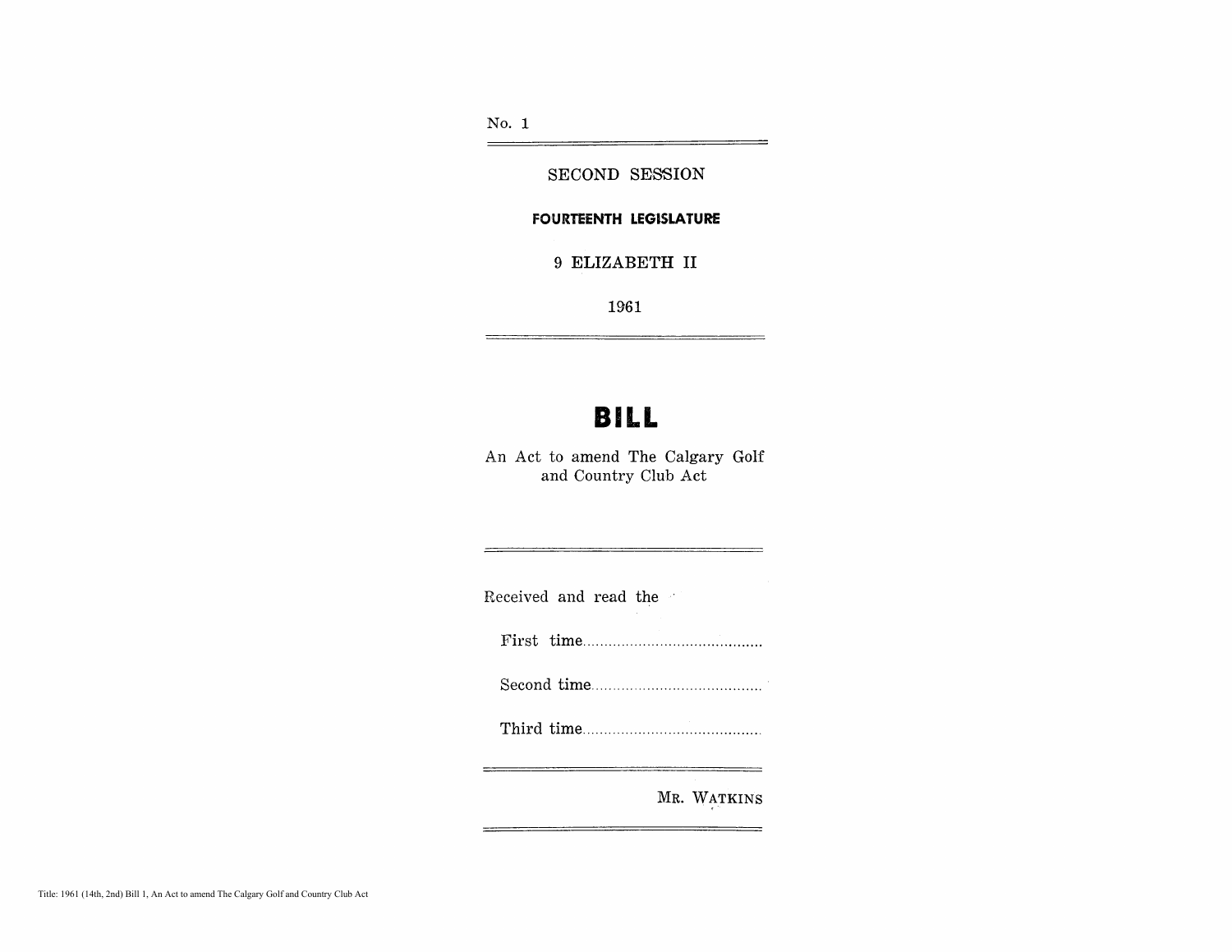No. 1

SECOND SESSION

**FOURTEENTH LEGISLATURE**

9 ELIZABETH II

1961

# BILL

An Act to amend The Calgary Golf and Country Club Act

Received and read the

First time..........................................

Second time........................................

Third time..........................................

MR. WATKINS

Title: 1961 (14th, 2nd) Bill 1, An Act to amend The Calgary Golf and Country Club Act